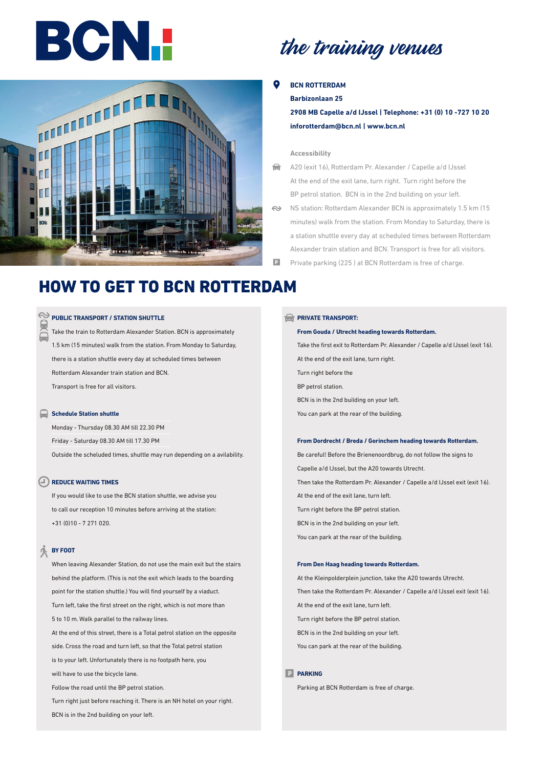# BCN

*the training venues*

**BCN ROTTERDAM**
**Barbizonlaan 25**
**2908 MB Capelle a/d IJssel | Telephone: +31 (0) 10 -727 10 20**
**inforotterdam@bcn.nl | www.bcn.nl**

**Accessibility**

A20 (exit 16), Rotterdam Pr. Alexander / Capelle a/d IJssel
At the end of the exit lane, turn right. Turn right before the BP petrol station. BCN is in the 2nd building on your left.

NS station: Rotterdam Alexander BCN is approximately 1.5 km (15 minutes) walk from the station. From Monday to Saturday, there is a station shuttle every day at scheduled times between Rotterdam Alexander train station and BCN. Transport is free for all visitors.

Private parking (225 ) at BCN Rotterdam is free of charge.

# HOW TO GET TO BCN ROTTERDAM

### PUBLIC TRANSPORT / STATION SHUTTLE

Take the train to Rotterdam Alexander Station. BCN is approximately 1.5 km (15 minutes) walk from the station. From Monday to Saturday, there is a station shuttle every day at scheduled times between Rotterdam Alexander train station and BCN.
Transport is free for all visitors.

### Schedule Station shuttle

Monday - Thursday 08.30 AM till 22.30 PM
Friday - Saturday 08.30 AM till 17.30 PM
Outside the scheluded times, shuttle may run depending on a avilability.

### REDUCE WAITING TIMES

If you would like to use the BCN station shuttle, we advise you to call our reception 10 minutes before arriving at the station: +31 (0)10 - 7 271 020.

### BY FOOT

When leaving Alexander Station, do not use the main exit but the stairs behind the platform. (This is not the exit which leads to the boarding point for the station shuttle.) You will find yourself by a viaduct.
Turn left, take the first street on the right, which is not more than 5 to 10 m. Walk parallel to the railway lines.
At the end of this street, there is a Total petrol station on the opposite side. Cross the road and turn left, so that the Total petrol station is to your left. Unfortunately there is no footpath here, you will have to use the bicycle lane.
Follow the road until the BP petrol station.
Turn right just before reaching it. There is an NH hotel on your right.
BCN is in the 2nd building on your left.

### PRIVATE TRANSPORT:

**From Gouda / Utrecht heading towards Rotterdam.**
Take the first exit to Rotterdam Pr. Alexander / Capelle a/d IJssel (exit 16).
At the end of the exit lane, turn right.
Turn right before the
BP petrol station.
BCN is in the 2nd building on your left.
You can park at the rear of the building.

**From Dordrecht / Breda / Gorinchem heading towards Rotterdam.**
Be careful! Before the Brienenoordbrug, do not follow the signs to Capelle a/d IJssel, but the A20 towards Utrecht.
Then take the Rotterdam Pr. Alexander / Capelle a/d IJssel exit (exit 16).
At the end of the exit lane, turn left.
Turn right before the BP petrol station.
BCN is in the 2nd building on your left.
You can park at the rear of the building.

**From Den Haag heading towards Rotterdam.**
At the Kleinpolderplein junction, take the A20 towards Utrecht.
Then take the Rotterdam Pr. Alexander / Capelle a/d IJssel exit (exit 16).
At the end of the exit lane, turn left.
Turn right before the BP petrol station.
BCN is in the 2nd building on your left.
You can park at the rear of the building.

### PARKING

Parking at BCN Rotterdam is free of charge.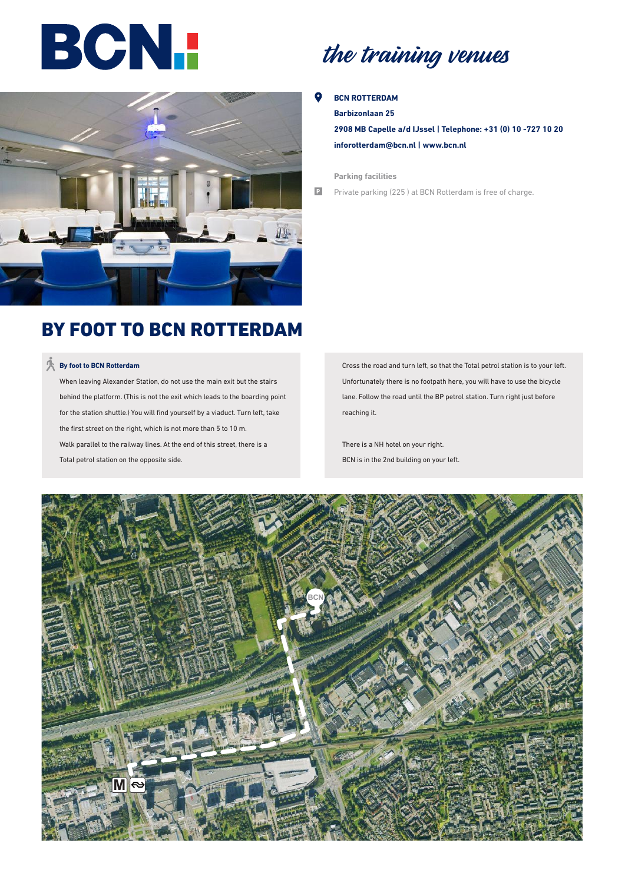# BCN

## the training venues

**BCN ROTTERDAM**

**Barbizonlaan 25**

**2908 MB Capelle a/d IJssel | Telephone: +31 (0) 10 -727 10 20**

**inforotterdam@bcn.nl | www.bcn.nl**

**Parking facilities**

Private parking (225 ) at BCN Rotterdam is free of charge.

# BY FOOT TO BCN ROTTERDAM

**By foot to BCN Rotterdam**

When leaving Alexander Station, do not use the main exit but the stairs behind the platform. (This is not the exit which leads to the boarding point for the station shuttle.) You will find yourself by a viaduct. Turn left, take the first street on the right, which is not more than 5 to 10 m.

Walk parallel to the railway lines. At the end of this street, there is a Total petrol station on the opposite side.

Cross the road and turn left, so that the Total petrol station is to your left. Unfortunately there is no footpath here, you will have to use the bicycle lane. Follow the road until the BP petrol station. Turn right just before reaching it.

There is a NH hotel on your right.

BCN is in the 2nd building on your left.